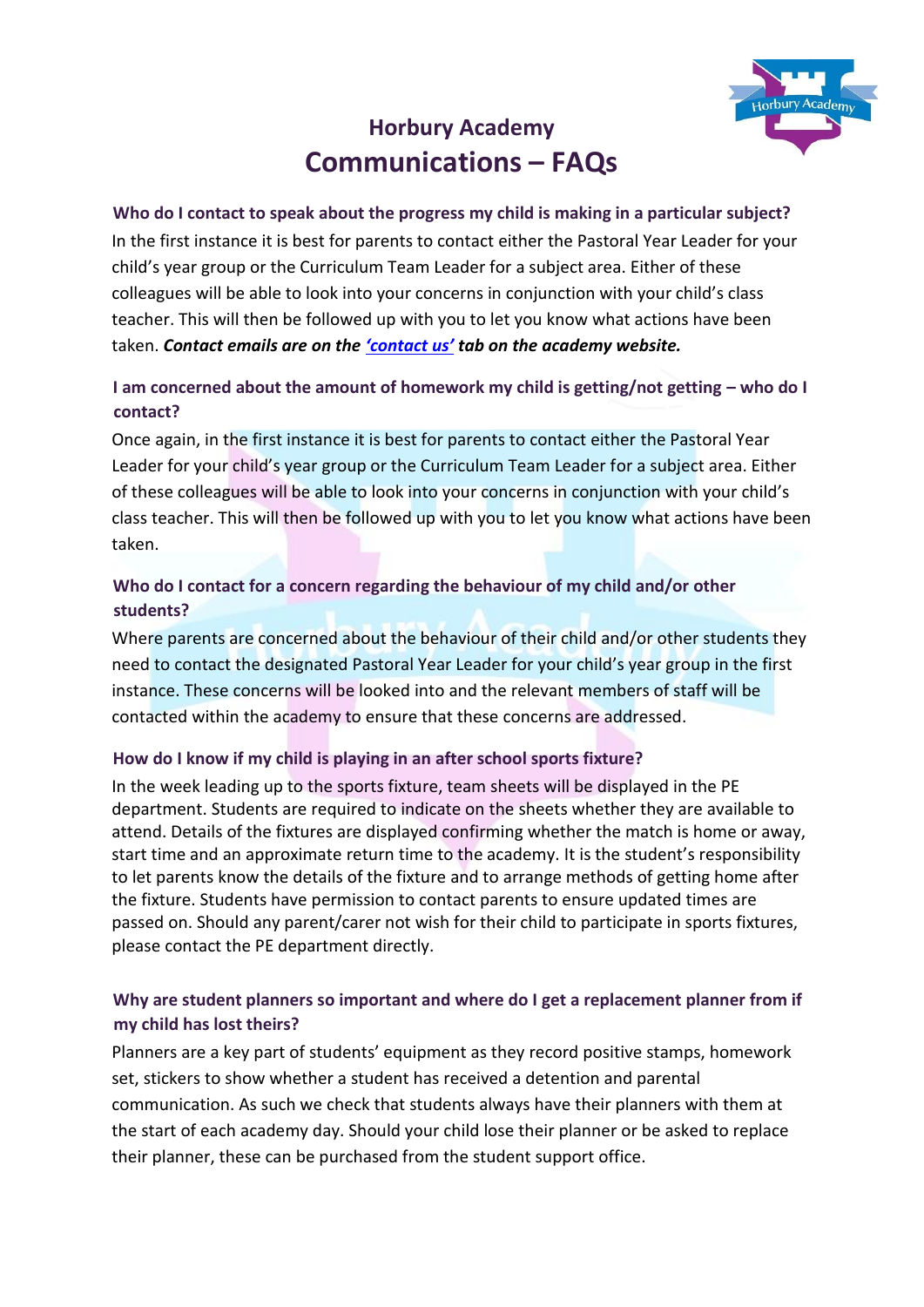# Horbury Academy
## Communications – FAQs

### Who do I contact to speak about the progress my child is making in a particular subject?

In the first instance it is best for parents to contact either the Pastoral Year Leader for your child's year group or the Curriculum Team Leader for a subject area. Either of these colleagues will be able to look into your concerns in conjunction with your child's class teacher. This will then be followed up with you to let you know what actions have been taken. ***Contact emails are on the 'contact us' tab on the academy website.***

### I am concerned about the amount of homework my child is getting/not getting – who do I contact?

Once again, in the first instance it is best for parents to contact either the Pastoral Year Leader for your child's year group or the Curriculum Team Leader for a subject area. Either of these colleagues will be able to look into your concerns in conjunction with your child's class teacher. This will then be followed up with you to let you know what actions have been taken.

### Who do I contact for a concern regarding the behaviour of my child and/or other students?

Where parents are concerned about the behaviour of their child and/or other students they need to contact the designated Pastoral Year Leader for your child's year group in the first instance. These concerns will be looked into and the relevant members of staff will be contacted within the academy to ensure that these concerns are addressed.

### How do I know if my child is playing in an after school sports fixture?

In the week leading up to the sports fixture, team sheets will be displayed in the PE department. Students are required to indicate on the sheets whether they are available to attend. Details of the fixtures are displayed confirming whether the match is home or away, start time and an approximate return time to the academy. It is the student's responsibility to let parents know the details of the fixture and to arrange methods of getting home after the fixture. Students have permission to contact parents to ensure updated times are passed on. Should any parent/carer not wish for their child to participate in sports fixtures, please contact the PE department directly.

### Why are student planners so important and where do I get a replacement planner from if my child has lost theirs?

Planners are a key part of students' equipment as they record positive stamps, homework set, stickers to show whether a student has received a detention and parental communication. As such we check that students always have their planners with them at the start of each academy day. Should your child lose their planner or be asked to replace their planner, these can be purchased from the student support office.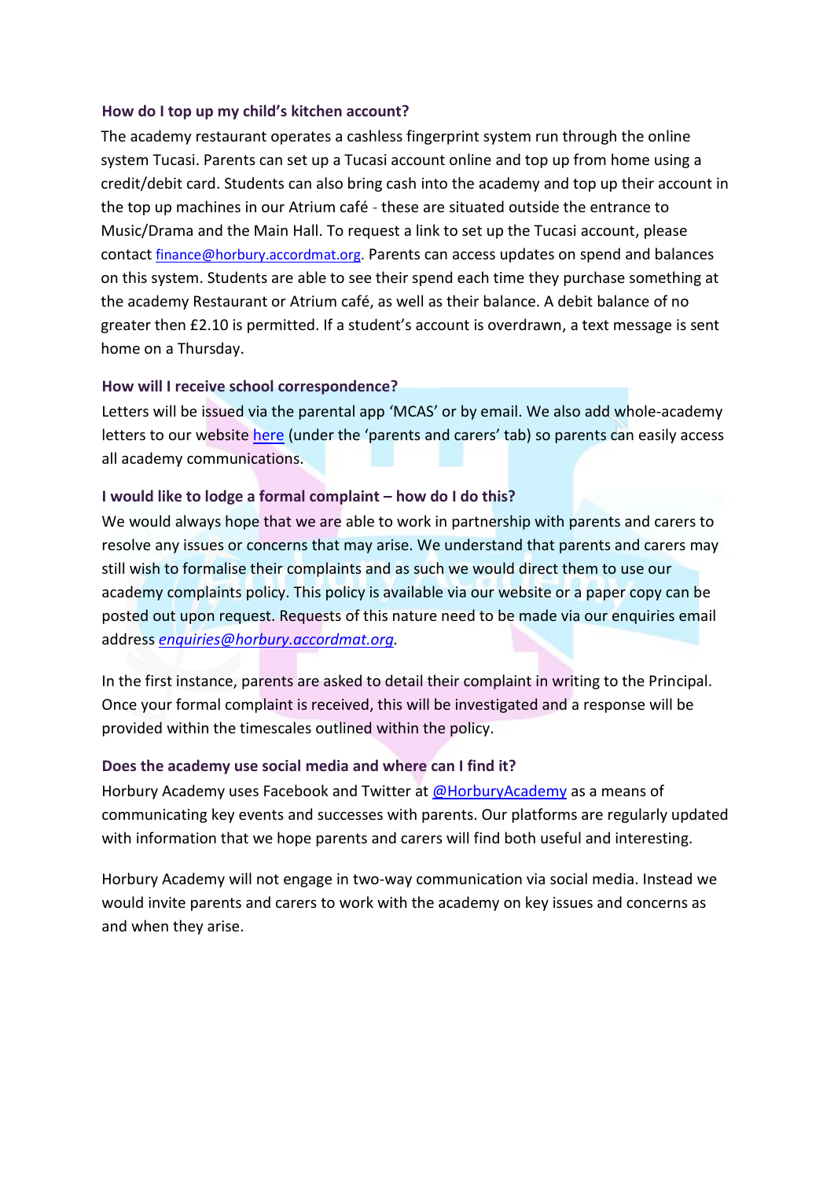### How do I top up my child's kitchen account?

The academy restaurant operates a cashless fingerprint system run through the online system Tucasi. Parents can set up a Tucasi account online and top up from home using a credit/debit card. Students can also bring cash into the academy and top up their account in the top up machines in our Atrium café - these are situated outside the entrance to Music/Drama and the Main Hall. To request a link to set up the Tucasi account, please contact finance@horbury.accordmat.org. Parents can access updates on spend and balances on this system. Students are able to see their spend each time they purchase something at the academy Restaurant or Atrium café, as well as their balance. A debit balance of no greater then £2.10 is permitted. If a student's account is overdrawn, a text message is sent home on a Thursday.

### How will I receive school correspondence?

Letters will be issued via the parental app 'MCAS' or by email. We also add whole-academy letters to our website here (under the 'parents and carers' tab) so parents can easily access all academy communications.

### I would like to lodge a formal complaint – how do I do this?

We would always hope that we are able to work in partnership with parents and carers to resolve any issues or concerns that may arise. We understand that parents and carers may still wish to formalise their complaints and as such we would direct them to use our academy complaints policy. This policy is available via our website or a paper copy can be posted out upon request. Requests of this nature need to be made via our enquiries email address *enquiries@horbury.accordmat.org*.

In the first instance, parents are asked to detail their complaint in writing to the Principal. Once your formal complaint is received, this will be investigated and a response will be provided within the timescales outlined within the policy.

### Does the academy use social media and where can I find it?

Horbury Academy uses Facebook and Twitter at @HorburyAcademy as a means of communicating key events and successes with parents. Our platforms are regularly updated with information that we hope parents and carers will find both useful and interesting.

Horbury Academy will not engage in two-way communication via social media. Instead we would invite parents and carers to work with the academy on key issues and concerns as and when they arise.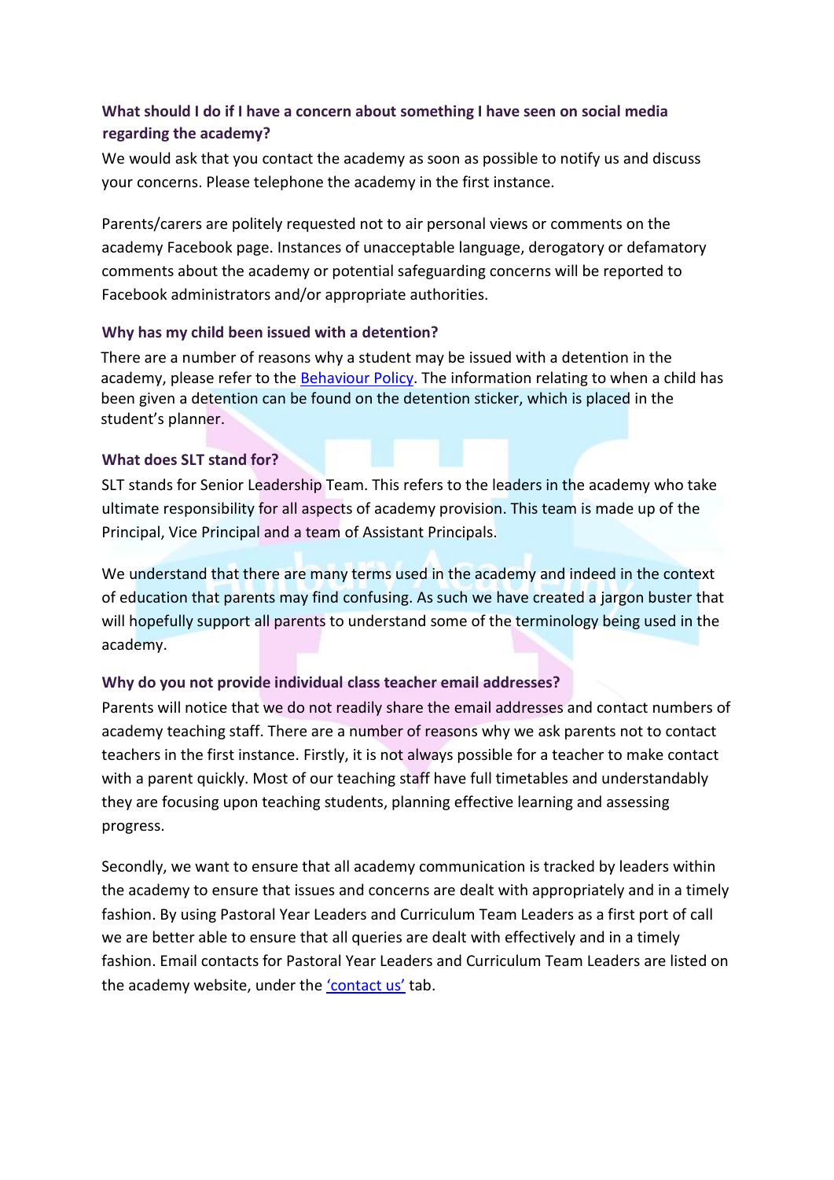### What should I do if I have a concern about something I have seen on social media regarding the academy?

We would ask that you contact the academy as soon as possible to notify us and discuss your concerns. Please telephone the academy in the first instance.

Parents/carers are politely requested not to air personal views or comments on the academy Facebook page. Instances of unacceptable language, derogatory or defamatory comments about the academy or potential safeguarding concerns will be reported to Facebook administrators and/or appropriate authorities.

### Why has my child been issued with a detention?

There are a number of reasons why a student may be issued with a detention in the academy, please refer to the Behaviour Policy. The information relating to when a child has been given a detention can be found on the detention sticker, which is placed in the student's planner.

### What does SLT stand for?

SLT stands for Senior Leadership Team. This refers to the leaders in the academy who take ultimate responsibility for all aspects of academy provision. This team is made up of the Principal, Vice Principal and a team of Assistant Principals.

We understand that there are many terms used in the academy and indeed in the context of education that parents may find confusing. As such we have created a jargon buster that will hopefully support all parents to understand some of the terminology being used in the academy.

### Why do you not provide individual class teacher email addresses?

Parents will notice that we do not readily share the email addresses and contact numbers of academy teaching staff. There are a number of reasons why we ask parents not to contact teachers in the first instance. Firstly, it is not always possible for a teacher to make contact with a parent quickly. Most of our teaching staff have full timetables and understandably they are focusing upon teaching students, planning effective learning and assessing progress.

Secondly, we want to ensure that all academy communication is tracked by leaders within the academy to ensure that issues and concerns are dealt with appropriately and in a timely fashion. By using Pastoral Year Leaders and Curriculum Team Leaders as a first port of call we are better able to ensure that all queries are dealt with effectively and in a timely fashion. Email contacts for Pastoral Year Leaders and Curriculum Team Leaders are listed on the academy website, under the 'contact us' tab.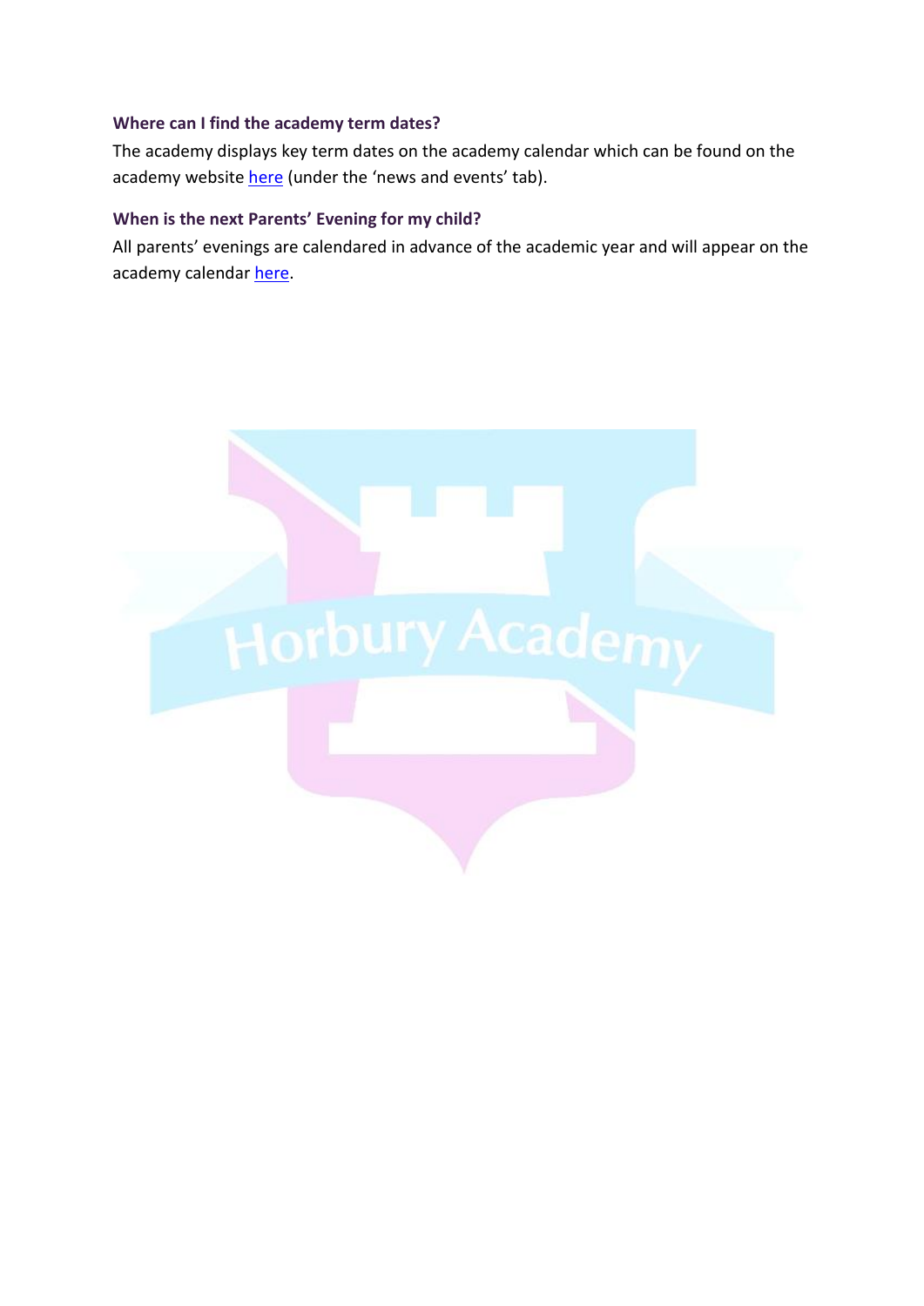### Where can I find the academy term dates?

The academy displays key term dates on the academy calendar which can be found on the academy website here (under the 'news and events' tab).

### When is the next Parents' Evening for my child?

All parents' evenings are calendared in advance of the academic year and will appear on the academy calendar here.